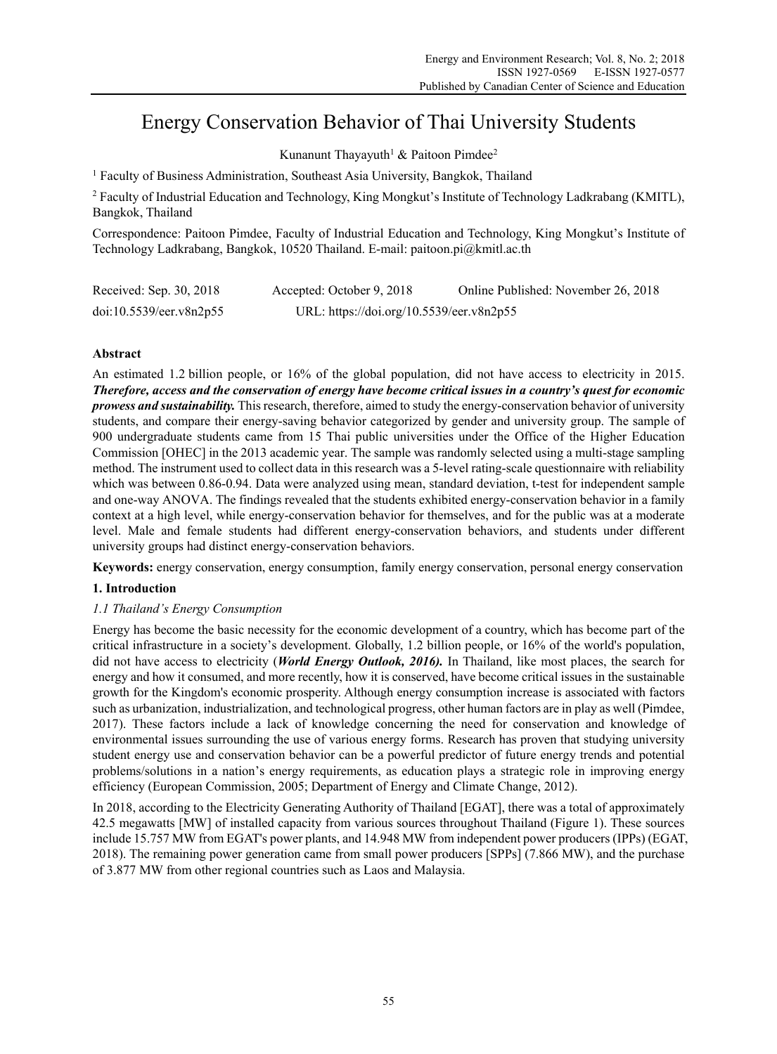# Energy Conservation Behavior of Thai University Students

Kunanunt Thayayuth[1] & Paitoon Pimdee[2]

[1] Faculty of Business Administration, Southeast Asia University, Bangkok, Thailand

[2] Faculty of Industrial Education and Technology, King Mongkut's Institute of Technology Ladkrabang (KMITL), Bangkok, Thailand

Correspondence: Paitoon Pimdee, Faculty of Industrial Education and Technology, King Mongkut's Institute of Technology Ladkrabang, Bangkok, 10520 Thailand. E-mail: paitoon.pi@kmitl.ac.th

Received: Sep. 30, 2018 Accepted: October 9, 2018 Online Published: November 26, 2018

doi:10.5539/eer.v8n2p55 URL: https://doi.org/10.5539/eer.v8n2p55

## Abstract

An estimated 1.2 billion people, or 16% of the global population, did not have access to electricity in 2015. ***Therefore, access and the conservation of energy have become critical issues in a country's quest for economic prowess and sustainability.*** This research, therefore, aimed to study the energy-conservation behavior of university students, and compare their energy-saving behavior categorized by gender and university group. The sample of 900 undergraduate students came from 15 Thai public universities under the Office of the Higher Education Commission [OHEC] in the 2013 academic year. The sample was randomly selected using a multi-stage sampling method. The instrument used to collect data in this research was a 5-level rating-scale questionnaire with reliability which was between 0.86-0.94. Data were analyzed using mean, standard deviation, t-test for independent sample and one-way ANOVA. The findings revealed that the students exhibited energy-conservation behavior in a family context at a high level, while energy-conservation behavior for themselves, and for the public was at a moderate level. Male and female students had different energy-conservation behaviors, and students under different university groups had distinct energy-conservation behaviors.

**Keywords:** energy conservation, energy consumption, family energy conservation, personal energy conservation

## 1. Introduction

### *1.1 Thailand's Energy Consumption*

Energy has become the basic necessity for the economic development of a country, which has become part of the critical infrastructure in a society's development. Globally, 1.2 billion people, or 16% of the world's population, did not have access to electricity (***World Energy Outlook, 2016).*** In Thailand, like most places, the search for energy and how it consumed, and more recently, how it is conserved, have become critical issues in the sustainable growth for the Kingdom's economic prosperity. Although energy consumption increase is associated with factors such as urbanization, industrialization, and technological progress, other human factors are in play as well (Pimdee, 2017). These factors include a lack of knowledge concerning the need for conservation and knowledge of environmental issues surrounding the use of various energy forms. Research has proven that studying university student energy use and conservation behavior can be a powerful predictor of future energy trends and potential problems/solutions in a nation's energy requirements, as education plays a strategic role in improving energy efficiency (European Commission, 2005; Department of Energy and Climate Change, 2012).

In 2018, according to the Electricity Generating Authority of Thailand [EGAT], there was a total of approximately 42.5 megawatts [MW] of installed capacity from various sources throughout Thailand (Figure 1). These sources include 15.757 MW from EGAT's power plants, and 14.948 MW from independent power producers (IPPs) (EGAT, 2018). The remaining power generation came from small power producers [SPPs] (7.866 MW), and the purchase of 3.877 MW from other regional countries such as Laos and Malaysia.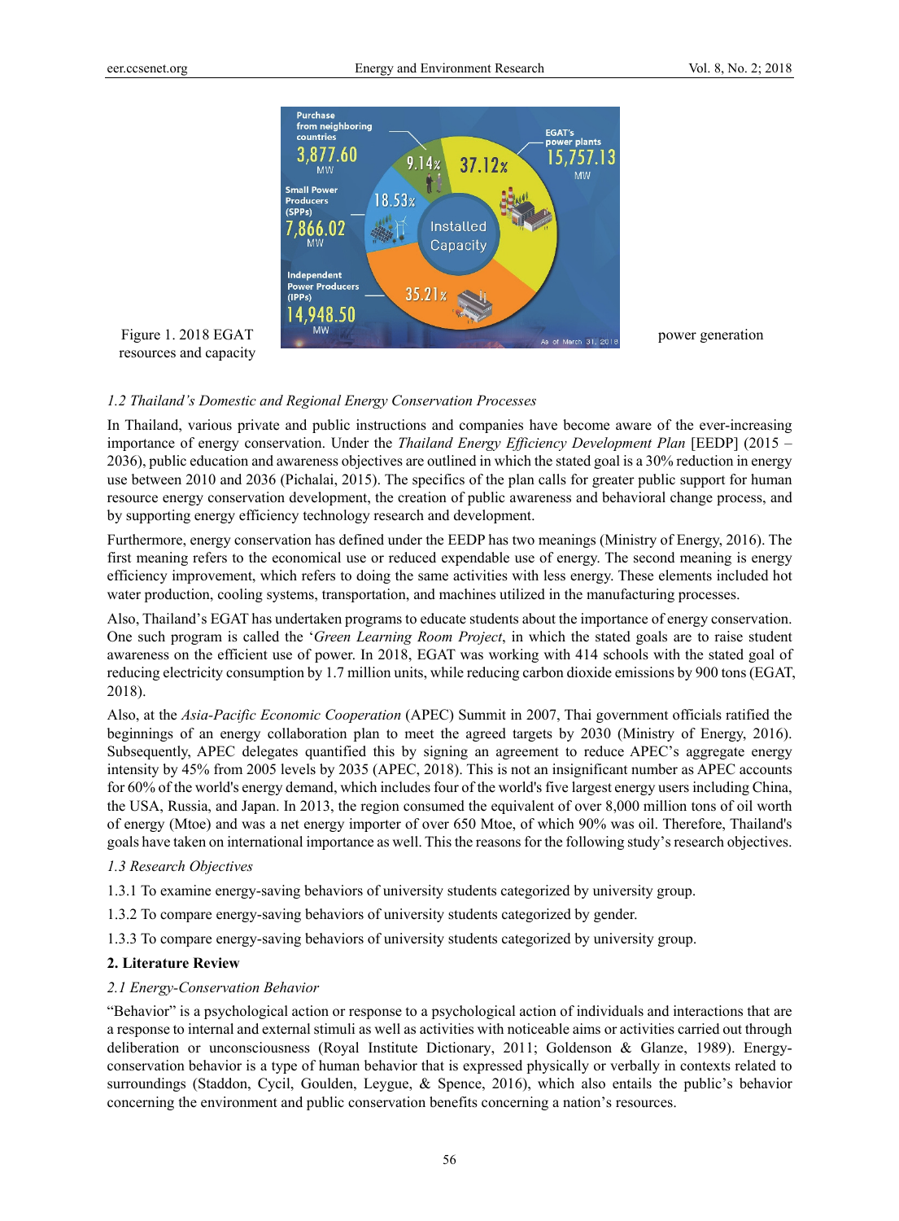Purchase from neighboring countries
3,877.60
MW
9.14%
37.12%
EGAT's power plants
15,757.13
MW
Small Power Producers (SPPs)
7,866.02
MW
18.53%
Installed Capacity
Independent Power Producers (IPPs)
14,948.50
MW
35.21%
As of March 31, 2018

Figure 1. 2018 EGAT power generation resources and capacity

### *1.2 Thailand's Domestic and Regional Energy Conservation Processes*

In Thailand, various private and public instructions and companies have become aware of the ever-increasing importance of energy conservation. Under the *Thailand Energy Efficiency Development Plan* [EEDP] (2015 – 2036), public education and awareness objectives are outlined in which the stated goal is a 30% reduction in energy use between 2010 and 2036 (Pichalai, 2015). The specifics of the plan calls for greater public support for human resource energy conservation development, the creation of public awareness and behavioral change process, and by supporting energy efficiency technology research and development.

Furthermore, energy conservation has defined under the EEDP has two meanings (Ministry of Energy, 2016). The first meaning refers to the economical use or reduced expendable use of energy. The second meaning is energy efficiency improvement, which refers to doing the same activities with less energy. These elements included hot water production, cooling systems, transportation, and machines utilized in the manufacturing processes.

Also, Thailand's EGAT has undertaken programs to educate students about the importance of energy conservation. One such program is called the '*Green Learning Room Project*, in which the stated goals are to raise student awareness on the efficient use of power. In 2018, EGAT was working with 414 schools with the stated goal of reducing electricity consumption by 1.7 million units, while reducing carbon dioxide emissions by 900 tons (EGAT, 2018).

Also, at the *Asia-Pacific Economic Cooperation* (APEC) Summit in 2007, Thai government officials ratified the beginnings of an energy collaboration plan to meet the agreed targets by 2030 (Ministry of Energy, 2016). Subsequently, APEC delegates quantified this by signing an agreement to reduce APEC's aggregate energy intensity by 45% from 2005 levels by 2035 (APEC, 2018). This is not an insignificant number as APEC accounts for 60% of the world's energy demand, which includes four of the world's five largest energy users including China, the USA, Russia, and Japan. In 2013, the region consumed the equivalent of over 8,000 million tons of oil worth of energy (Mtoe) and was a net energy importer of over 650 Mtoe, of which 90% was oil. Therefore, Thailand's goals have taken on international importance as well. This the reasons for the following study's research objectives.

### *1.3 Research Objectives*

1.3.1 To examine energy-saving behaviors of university students categorized by university group.

1.3.2 To compare energy-saving behaviors of university students categorized by gender.

1.3.3 To compare energy-saving behaviors of university students categorized by university group.

## **2. Literature Review**

### *2.1 Energy-Conservation Behavior*

"Behavior" is a psychological action or response to a psychological action of individuals and interactions that are a response to internal and external stimuli as well as activities with noticeable aims or activities carried out through deliberation or unconsciousness (Royal Institute Dictionary, 2011; Goldenson & Glanze, 1989). Energy-conservation behavior is a type of human behavior that is expressed physically or verbally in contexts related to surroundings (Staddon, Cycil, Goulden, Leygue, & Spence, 2016), which also entails the public's behavior concerning the environment and public conservation benefits concerning a nation's resources.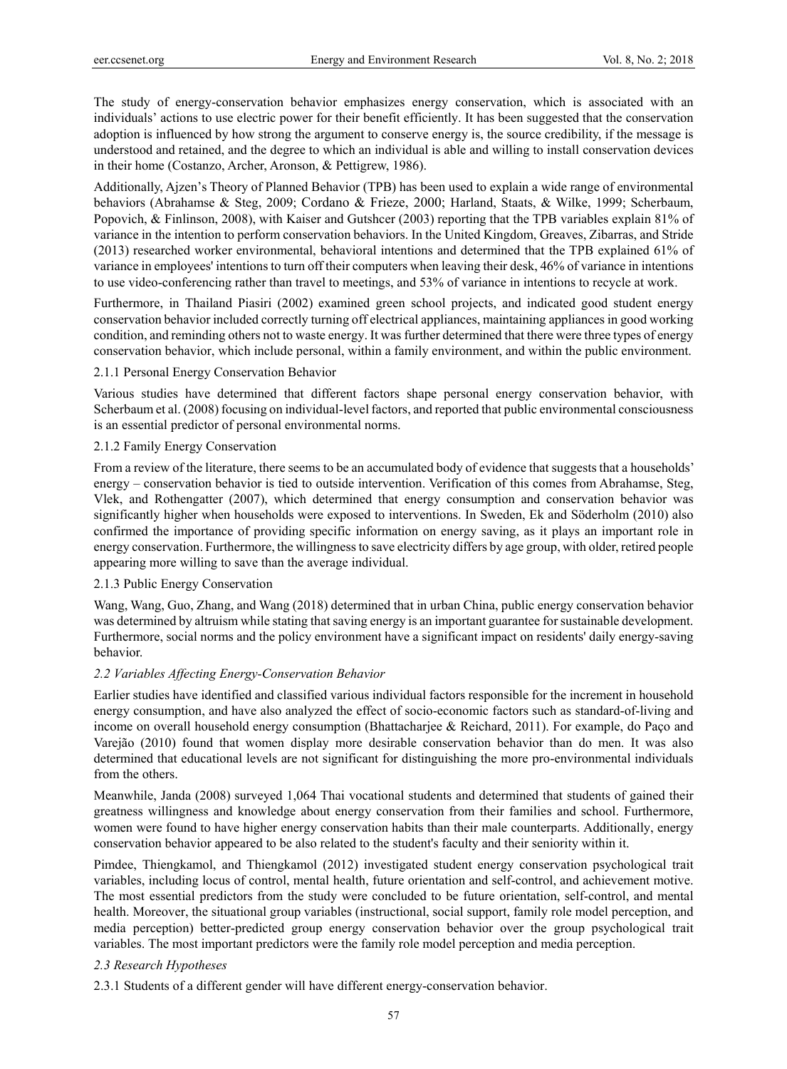The study of energy-conservation behavior emphasizes energy conservation, which is associated with an individuals' actions to use electric power for their benefit efficiently. It has been suggested that the conservation adoption is influenced by how strong the argument to conserve energy is, the source credibility, if the message is understood and retained, and the degree to which an individual is able and willing to install conservation devices in their home (Costanzo, Archer, Aronson, & Pettigrew, 1986).

Additionally, Ajzen's Theory of Planned Behavior (TPB) has been used to explain a wide range of environmental behaviors (Abrahamse & Steg, 2009; Cordano & Frieze, 2000; Harland, Staats, & Wilke, 1999; Scherbaum, Popovich, & Finlinson, 2008), with Kaiser and Gutshcer (2003) reporting that the TPB variables explain 81% of variance in the intention to perform conservation behaviors. In the United Kingdom, Greaves, Zibarras, and Stride (2013) researched worker environmental, behavioral intentions and determined that the TPB explained 61% of variance in employees' intentions to turn off their computers when leaving their desk, 46% of variance in intentions to use video-conferencing rather than travel to meetings, and 53% of variance in intentions to recycle at work.

Furthermore, in Thailand Piasiri (2002) examined green school projects, and indicated good student energy conservation behavior included correctly turning off electrical appliances, maintaining appliances in good working condition, and reminding others not to waste energy. It was further determined that there were three types of energy conservation behavior, which include personal, within a family environment, and within the public environment.

#### 2.1.1 Personal Energy Conservation Behavior

Various studies have determined that different factors shape personal energy conservation behavior, with Scherbaum et al. (2008) focusing on individual-level factors, and reported that public environmental consciousness is an essential predictor of personal environmental norms.

#### 2.1.2 Family Energy Conservation

From a review of the literature, there seems to be an accumulated body of evidence that suggests that a households' energy – conservation behavior is tied to outside intervention. Verification of this comes from Abrahamse, Steg, Vlek, and Rothengatter (2007), which determined that energy consumption and conservation behavior was significantly higher when households were exposed to interventions. In Sweden, Ek and Söderholm (2010) also confirmed the importance of providing specific information on energy saving, as it plays an important role in energy conservation. Furthermore, the willingness to save electricity differs by age group, with older, retired people appearing more willing to save than the average individual.

#### 2.1.3 Public Energy Conservation

Wang, Wang, Guo, Zhang, and Wang (2018) determined that in urban China, public energy conservation behavior was determined by altruism while stating that saving energy is an important guarantee for sustainable development. Furthermore, social norms and the policy environment have a significant impact on residents' daily energy-saving behavior.

### *2.2 Variables Affecting Energy-Conservation Behavior*

Earlier studies have identified and classified various individual factors responsible for the increment in household energy consumption, and have also analyzed the effect of socio-economic factors such as standard-of-living and income on overall household energy consumption (Bhattacharjee & Reichard, 2011). For example, do Paço and Varejão (2010) found that women display more desirable conservation behavior than do men. It was also determined that educational levels are not significant for distinguishing the more pro-environmental individuals from the others.

Meanwhile, Janda (2008) surveyed 1,064 Thai vocational students and determined that students of gained their greatness willingness and knowledge about energy conservation from their families and school. Furthermore, women were found to have higher energy conservation habits than their male counterparts. Additionally, energy conservation behavior appeared to be also related to the student's faculty and their seniority within it.

Pimdee, Thiengkamol, and Thiengkamol (2012) investigated student energy conservation psychological trait variables, including locus of control, mental health, future orientation and self-control, and achievement motive. The most essential predictors from the study were concluded to be future orientation, self-control, and mental health. Moreover, the situational group variables (instructional, social support, family role model perception, and media perception) better-predicted group energy conservation behavior over the group psychological trait variables. The most important predictors were the family role model perception and media perception.

### *2.3 Research Hypotheses*

2.3.1 Students of a different gender will have different energy-conservation behavior.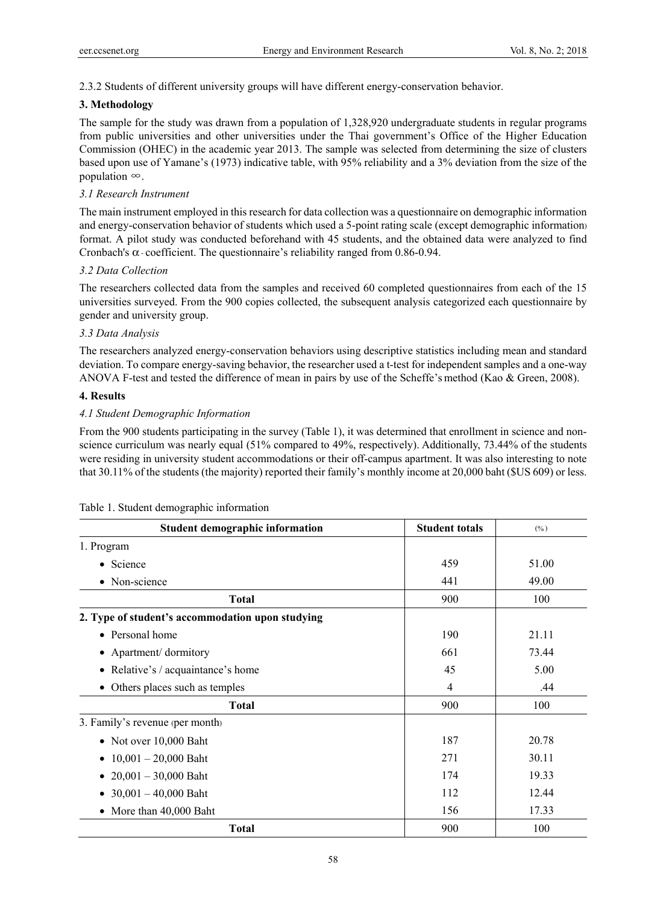2.3.2 Students of different university groups will have different energy-conservation behavior.

## 3. Methodology

The sample for the study was drawn from a population of 1,328,920 undergraduate students in regular programs from public universities and other universities under the Thai government's Office of the Higher Education Commission (OHEC) in the academic year 2013. The sample was selected from determining the size of clusters based upon use of Yamane's (1973) indicative table, with 95% reliability and a 3% deviation from the size of the population $\infty$.

### *3.1 Research Instrument*

The main instrument employed in this research for data collection was a questionnaire on demographic information and energy-conservation behavior of students which used a 5-point rating scale (except demographic information) format. A pilot study was conducted beforehand with 45 students, and the obtained data were analyzed to find Cronbach's $\alpha$ - coefficient. The questionnaire's reliability ranged from 0.86-0.94.

### *3.2 Data Collection*

The researchers collected data from the samples and received 60 completed questionnaires from each of the 15 universities surveyed. From the 900 copies collected, the subsequent analysis categorized each questionnaire by gender and university group.

### *3.3 Data Analysis*

The researchers analyzed energy-conservation behaviors using descriptive statistics including mean and standard deviation. To compare energy-saving behavior, the researcher used a t-test for independent samples and a one-way ANOVA F-test and tested the difference of mean in pairs by use of the Scheffe's method (Kao & Green, 2008).

## 4. Results

### *4.1 Student Demographic Information*

From the 900 students participating in the survey (Table 1), it was determined that enrollment in science and non-science curriculum was nearly equal (51% compared to 49%, respectively). Additionally, 73.44% of the students were residing in university student accommodations or their off-campus apartment. It was also interesting to note that 30.11% of the students (the majority) reported their family's monthly income at 20,000 baht ($US 609) or less.

Table 1. Student demographic information

| **Student demographic information** | **Student totals** | (%) |
|---|---|---|
| 1. Program | | |
| • Science | 459 | 51.00 |
| • Non-science | 441 | 49.00 |
| **Total** | 900 | 100 |
| **2. Type of student's accommodation upon studying** | | |
| • Personal home | 190 | 21.11 |
| • Apartment/ dormitory | 661 | 73.44 |
| • Relative's / acquaintance's home | 45 | 5.00 |
| • Others places such as temples | 4 | .44 |
| **Total** | 900 | 100 |
| 3. Family's revenue (per month) | | |
| • Not over 10,000 Baht | 187 | 20.78 |
| • 10,001 – 20,000 Baht | 271 | 30.11 |
| • 20,001 – 30,000 Baht | 174 | 19.33 |
| • 30,001 – 40,000 Baht | 112 | 12.44 |
| • More than 40,000 Baht | 156 | 17.33 |
| **Total** | 900 | 100 |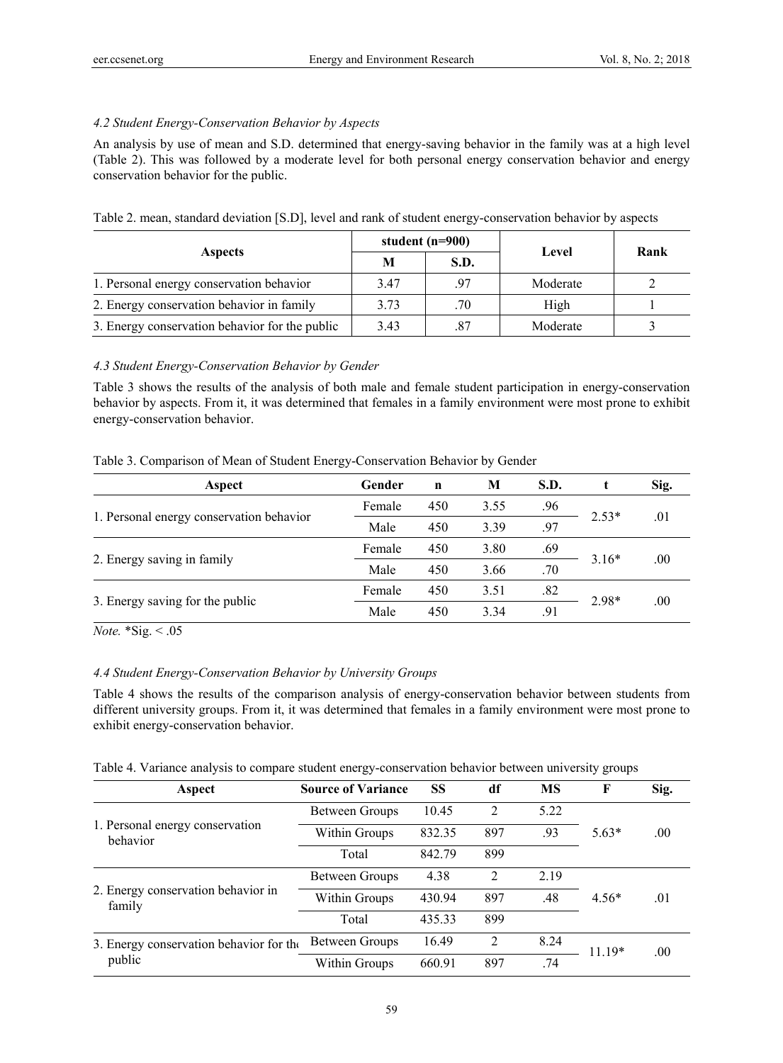### *4.2 Student Energy-Conservation Behavior by Aspects*

An analysis by use of mean and S.D. determined that energy-saving behavior in the family was at a high level (Table 2). This was followed by a moderate level for both personal energy conservation behavior and energy conservation behavior for the public.

Table 2. mean, standard deviation [S.D], level and rank of student energy-conservation behavior by aspects

| Aspects | student (n=900) | | Level | Rank |
|---|---|---|---|---|
| | M | S.D. | | |
| 1. Personal energy conservation behavior | 3.47 | .97 | Moderate | 2 |
| 2. Energy conservation behavior in family | 3.73 | .70 | High | 1 |
| 3. Energy conservation behavior for the public | 3.43 | .87 | Moderate | 3 |

### *4.3 Student Energy-Conservation Behavior by Gender*

Table 3 shows the results of the analysis of both male and female student participation in energy-conservation behavior by aspects. From it, it was determined that females in a family environment were most prone to exhibit energy-conservation behavior.

Table 3. Comparison of Mean of Student Energy-Conservation Behavior by Gender

| Aspect | Gender | n | M | S.D. | t | Sig. |
|---|---|---|---|---|---|---|
| 1. Personal energy conservation behavior | Female | 450 | 3.55 | .96 | 2.53* | .01 |
| | Male | 450 | 3.39 | .97 | | |
| 2. Energy saving in family | Female | 450 | 3.80 | .69 | 3.16* | .00 |
| | Male | 450 | 3.66 | .70 | | |
| 3. Energy saving for the public | Female | 450 | 3.51 | .82 | 2.98* | .00 |
| | Male | 450 | 3.34 | .91 | | |

*Note.* *Sig. < .05

### *4.4 Student Energy-Conservation Behavior by University Groups*

Table 4 shows the results of the comparison analysis of energy-conservation behavior between students from different university groups. From it, it was determined that females in a family environment were most prone to exhibit energy-conservation behavior.

Table 4. Variance analysis to compare student energy-conservation behavior between university groups

| Aspect | Source of Variance | SS | df | MS | F | Sig. |
|---|---|---|---|---|---|---|
| 1. Personal energy conservation behavior | Between Groups | 10.45 | 2 | 5.22 | 5.63* | .00 |
| | Within Groups | 832.35 | 897 | .93 | | |
| | Total | 842.79 | 899 | | | |
| 2. Energy conservation behavior in family | Between Groups | 4.38 | 2 | 2.19 | 4.56* | .01 |
| | Within Groups | 430.94 | 897 | .48 | | |
| | Total | 435.33 | 899 | | | |
| 3. Energy conservation behavior for the public | Between Groups | 16.49 | 2 | 8.24 | 11.19* | .00 |
| | Within Groups | 660.91 | 897 | .74 | | |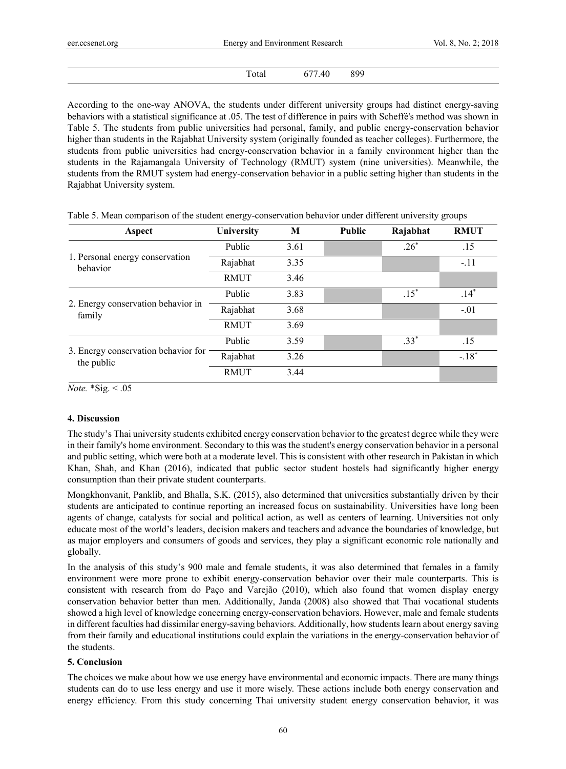| | | |
|---|---|---|
| Total | 677.40 | 899 |

According to the one-way ANOVA, the students under different university groups had distinct energy-saving behaviors with a statistical significance at .05. The test of difference in pairs with Scheffé's method was shown in Table 5. The students from public universities had personal, family, and public energy-conservation behavior higher than students in the Rajabhat University system (originally founded as teacher colleges). Furthermore, the students from public universities had energy-conservation behavior in a family environment higher than the students in the Rajamangala University of Technology (RMUT) system (nine universities). Meanwhile, the students from the RMUT system had energy-conservation behavior in a public setting higher than students in the Rajabhat University system.

Table 5. Mean comparison of the student energy-conservation behavior under different university groups

| Aspect | University | M | Public | Rajabhat | RMUT |
|---|---|---|---|---|---|
| 1. Personal energy conservation behavior | Public | 3.61 | | .26* | .15 |
| | Rajabhat | 3.35 | | | -.11 |
| | RMUT | 3.46 | | | |
| 2. Energy conservation behavior in family | Public | 3.83 | | .15* | .14* |
| | Rajabhat | 3.68 | | | -.01 |
| | RMUT | 3.69 | | | |
| 3. Energy conservation behavior for the public | Public | 3.59 | | .33* | .15 |
| | Rajabhat | 3.26 | | | -.18* |
| | RMUT | 3.44 | | | |

*Note.* *Sig. < .05

### 4. Discussion

The study's Thai university students exhibited energy conservation behavior to the greatest degree while they were in their family's home environment. Secondary to this was the student's energy conservation behavior in a personal and public setting, which were both at a moderate level. This is consistent with other research in Pakistan in which Khan, Shah, and Khan (2016), indicated that public sector student hostels had significantly higher energy consumption than their private student counterparts.

Mongkhonvanit, Panklib, and Bhalla, S.K. (2015), also determined that universities substantially driven by their students are anticipated to continue reporting an increased focus on sustainability. Universities have long been agents of change, catalysts for social and political action, as well as centers of learning. Universities not only educate most of the world's leaders, decision makers and teachers and advance the boundaries of knowledge, but as major employers and consumers of goods and services, they play a significant economic role nationally and globally.

In the analysis of this study's 900 male and female students, it was also determined that females in a family environment were more prone to exhibit energy-conservation behavior over their male counterparts. This is consistent with research from do Paço and Varejão (2010), which also found that women display energy conservation behavior better than men. Additionally, Janda (2008) also showed that Thai vocational students showed a high level of knowledge concerning energy-conservation behaviors. However, male and female students in different faculties had dissimilar energy-saving behaviors. Additionally, how students learn about energy saving from their family and educational institutions could explain the variations in the energy-conservation behavior of the students.

### 5. Conclusion

The choices we make about how we use energy have environmental and economic impacts. There are many things students can do to use less energy and use it more wisely. These actions include both energy conservation and energy efficiency. From this study concerning Thai university student energy conservation behavior, it was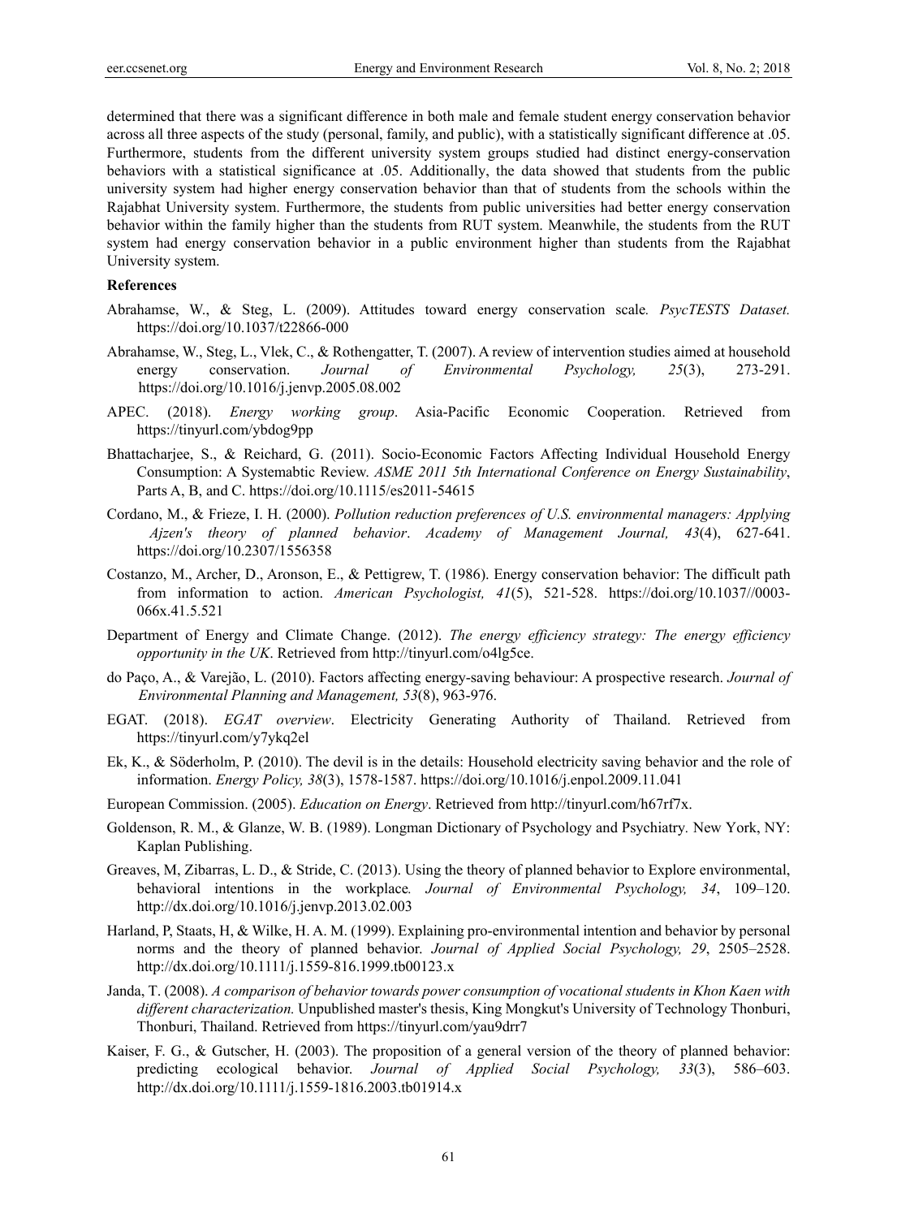determined that there was a significant difference in both male and female student energy conservation behavior across all three aspects of the study (personal, family, and public), with a statistically significant difference at .05. Furthermore, students from the different university system groups studied had distinct energy-conservation behaviors with a statistical significance at .05. Additionally, the data showed that students from the public university system had higher energy conservation behavior than that of students from the schools within the Rajabhat University system. Furthermore, the students from public universities had better energy conservation behavior within the family higher than the students from RUT system. Meanwhile, the students from the RUT system had energy conservation behavior in a public environment higher than students from the Rajabhat University system.

**References**

Abrahamse, W., & Steg, L. (2009). Attitudes toward energy conservation scale. *PsycTESTS Dataset.* https://doi.org/10.1037/t22866-000

Abrahamse, W., Steg, L., Vlek, C., & Rothengatter, T. (2007). A review of intervention studies aimed at household energy conservation. *Journal of Environmental Psychology, 25*(3), 273-291. https://doi.org/10.1016/j.jenvp.2005.08.002

APEC. (2018). *Energy working group*. Asia-Pacific Economic Cooperation. Retrieved from https://tinyurl.com/ybdog9pp

Bhattacharjee, S., & Reichard, G. (2011). Socio-Economic Factors Affecting Individual Household Energy Consumption: A Systemabtic Review. *ASME 2011 5th International Conference on Energy Sustainability*, Parts A, B, and C. https://doi.org/10.1115/es2011-54615

Cordano, M., & Frieze, I. H. (2000). *Pollution reduction preferences of U.S. environmental managers: Applying Ajzen's theory of planned behavior*. *Academy of Management Journal, 43*(4), 627-641. https://doi.org/10.2307/1556358

Costanzo, M., Archer, D., Aronson, E., & Pettigrew, T. (1986). Energy conservation behavior: The difficult path from information to action. *American Psychologist, 41*(5), 521-528. https://doi.org/10.1037//0003-066x.41.5.521

Department of Energy and Climate Change. (2012). *The energy efficiency strategy: The energy efficiency opportunity in the UK*. Retrieved from http://tinyurl.com/o4lg5ce.

do Paço, A., & Varejão, L. (2010). Factors affecting energy-saving behaviour: A prospective research. *Journal of Environmental Planning and Management, 53*(8), 963-976.

EGAT. (2018). *EGAT overview*. Electricity Generating Authority of Thailand. Retrieved from https://tinyurl.com/y7ykq2el

Ek, K., & Söderholm, P. (2010). The devil is in the details: Household electricity saving behavior and the role of information. *Energy Policy, 38*(3), 1578-1587. https://doi.org/10.1016/j.enpol.2009.11.041

European Commission. (2005). *Education on Energy*. Retrieved from http://tinyurl.com/h67rf7x.

Goldenson, R. M., & Glanze, W. B. (1989). Longman Dictionary of Psychology and Psychiatry. New York, NY: Kaplan Publishing.

Greaves, M, Zibarras, L. D., & Stride, C. (2013). Using the theory of planned behavior to Explore environmental, behavioral intentions in the workplace. *Journal of Environmental Psychology, 34*, 109–120. http://dx.doi.org/10.1016/j.jenvp.2013.02.003

Harland, P, Staats, H, & Wilke, H. A. M. (1999). Explaining pro-environmental intention and behavior by personal norms and the theory of planned behavior. *Journal of Applied Social Psychology, 29*, 2505–2528. http://dx.doi.org/10.1111/j.1559-816.1999.tb00123.x

Janda, T. (2008). *A comparison of behavior towards power consumption of vocational students in Khon Kaen with different characterization.* Unpublished master's thesis, King Mongkut's University of Technology Thonburi, Thonburi, Thailand. Retrieved from https://tinyurl.com/yau9drr7

Kaiser, F. G., & Gutscher, H. (2003). The proposition of a general version of the theory of planned behavior: predicting ecological behavior. *Journal of Applied Social Psychology, 33*(3), 586–603. http://dx.doi.org/10.1111/j.1559-1816.2003.tb01914.x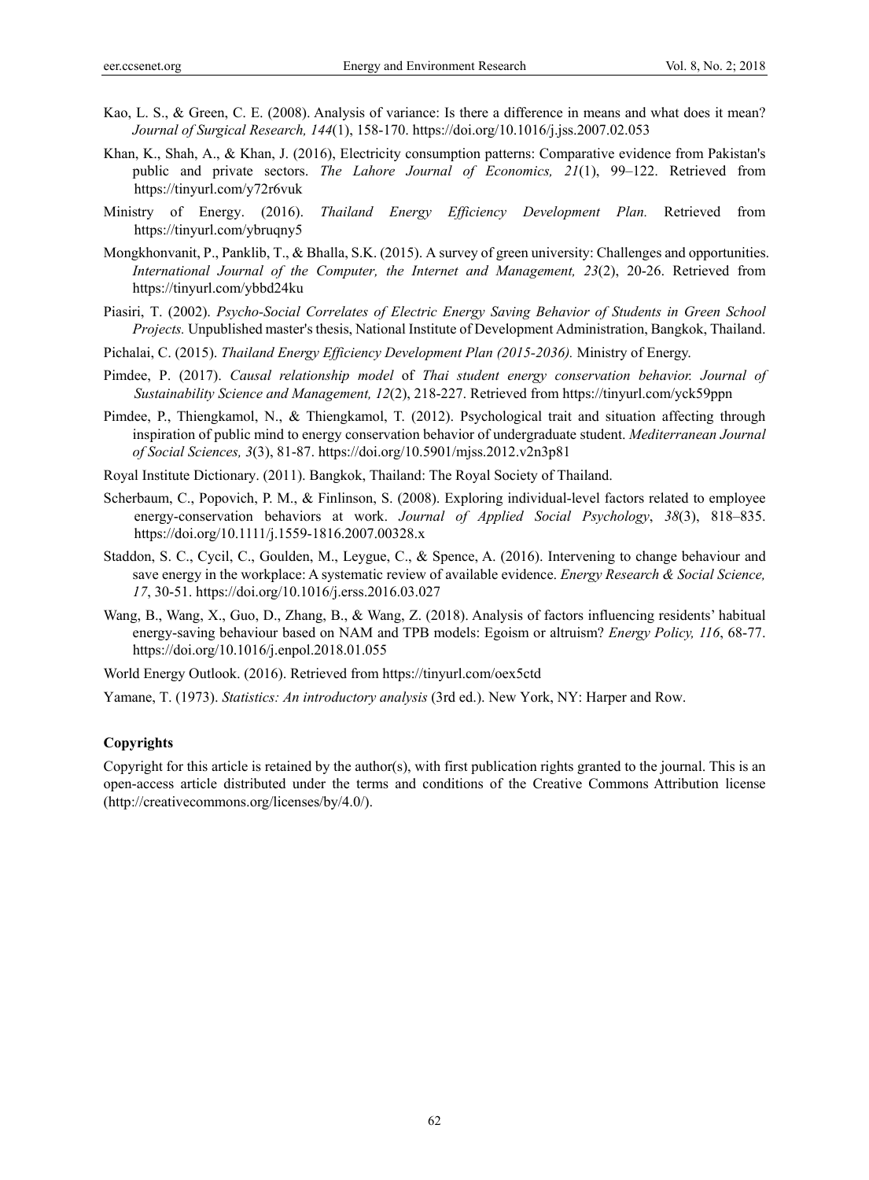Kao, L. S., & Green, C. E. (2008). Analysis of variance: Is there a difference in means and what does it mean? *Journal of Surgical Research, 144*(1), 158-170. https://doi.org/10.1016/j.jss.2007.02.053

Khan, K., Shah, A., & Khan, J. (2016), Electricity consumption patterns: Comparative evidence from Pakistan's public and private sectors. *The Lahore Journal of Economics, 21*(1), 99–122. Retrieved from https://tinyurl.com/y72r6vuk

Ministry of Energy. (2016). *Thailand Energy Efficiency Development Plan.* Retrieved from https://tinyurl.com/ybruqny5

Mongkhonvanit, P., Panklib, T., & Bhalla, S.K. (2015). A survey of green university: Challenges and opportunities. *International Journal of the Computer, the Internet and Management, 23*(2), 20-26. Retrieved from https://tinyurl.com/ybbd24ku

Piasiri, T. (2002). *Psycho-Social Correlates of Electric Energy Saving Behavior of Students in Green School Projects.* Unpublished master's thesis, National Institute of Development Administration, Bangkok, Thailand.

Pichalai, C. (2015). *Thailand Energy Efficiency Development Plan (2015-2036).* Ministry of Energy.

Pimdee, P. (2017). *Causal relationship model* of *Thai student energy conservation behavior. Journal of Sustainability Science and Management, 12*(2), 218-227. Retrieved from https://tinyurl.com/yck59ppn

Pimdee, P., Thiengkamol, N., & Thiengkamol, T. (2012). Psychological trait and situation affecting through inspiration of public mind to energy conservation behavior of undergraduate student. *Mediterranean Journal of Social Sciences, 3*(3), 81-87. https://doi.org/10.5901/mjss.2012.v2n3p81

Royal Institute Dictionary. (2011). Bangkok, Thailand: The Royal Society of Thailand.

Scherbaum, C., Popovich, P. M., & Finlinson, S. (2008). Exploring individual-level factors related to employee energy-conservation behaviors at work. *Journal of Applied Social Psychology*, *38*(3), 818–835. https://doi.org/10.1111/j.1559-1816.2007.00328.x

Staddon, S. C., Cycil, C., Goulden, M., Leygue, C., & Spence, A. (2016). Intervening to change behaviour and save energy in the workplace: A systematic review of available evidence. *Energy Research & Social Science, 17*, 30-51. https://doi.org/10.1016/j.erss.2016.03.027

Wang, B., Wang, X., Guo, D., Zhang, B., & Wang, Z. (2018). Analysis of factors influencing residents' habitual energy-saving behaviour based on NAM and TPB models: Egoism or altruism? *Energy Policy, 116*, 68-77. https://doi.org/10.1016/j.enpol.2018.01.055

World Energy Outlook. (2016). Retrieved from https://tinyurl.com/oex5ctd

Yamane, T. (1973). *Statistics: An introductory analysis* (3rd ed.). New York, NY: Harper and Row.

**Copyrights**

Copyright for this article is retained by the author(s), with first publication rights granted to the journal. This is an open-access article distributed under the terms and conditions of the Creative Commons Attribution license (http://creativecommons.org/licenses/by/4.0/).